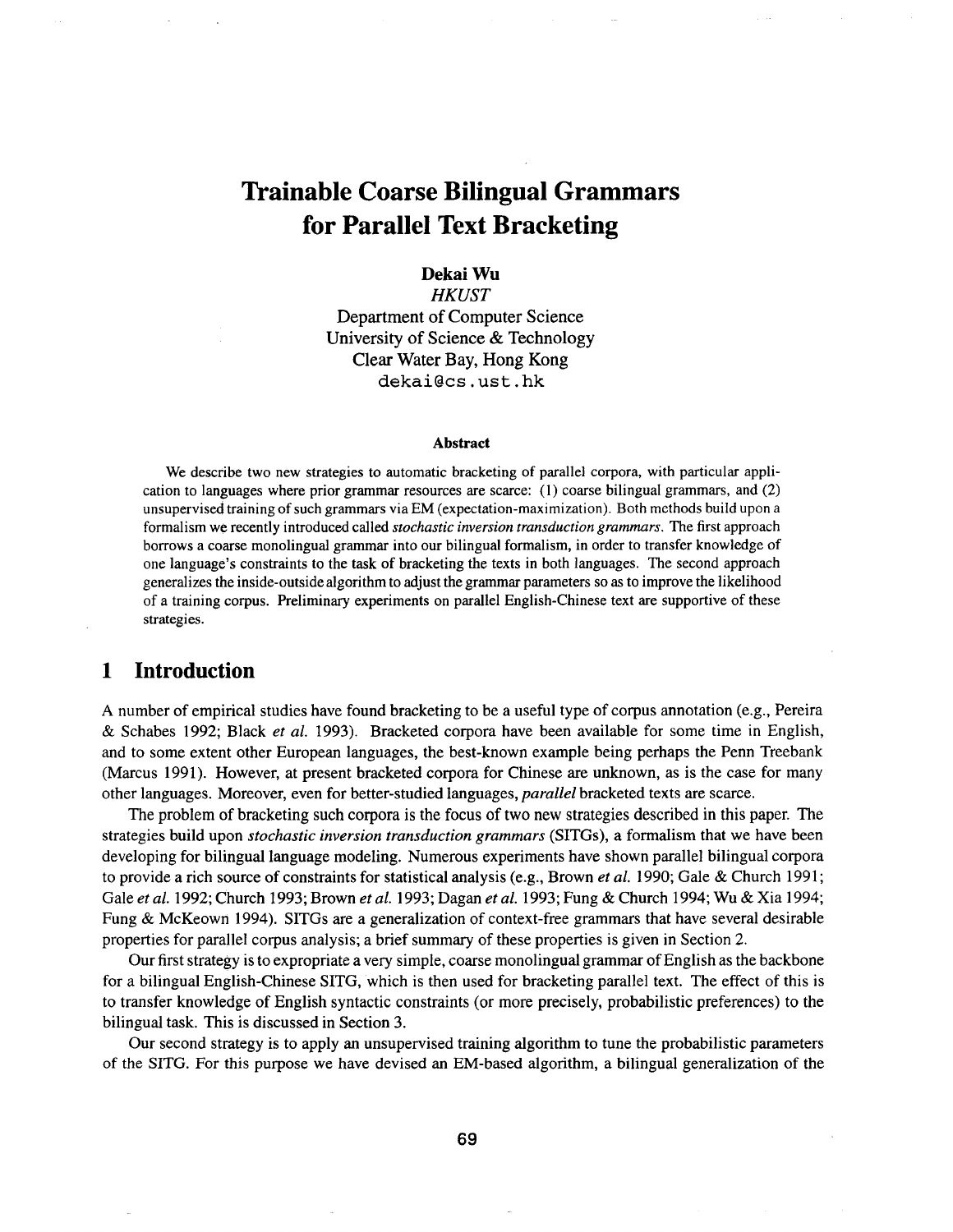# Trainable Coarse Bilingual Grammars for Parallel Text Bracketing

**Dekai Wu**
*HKUST*
Department of Computer Science
University of Science & Technology
Clear Water Bay, Hong Kong
dekai@cs.ust.hk

**Abstract**

We describe two new strategies to automatic bracketing of parallel corpora, with particular application to languages where prior grammar resources are scarce: (1) coarse bilingual grammars, and (2) unsupervised training of such grammars via EM (expectation-maximization). Both methods build upon a formalism we recently introduced called *stochastic inversion transduction grammars*. The first approach borrows a coarse monolingual grammar into our bilingual formalism, in order to transfer knowledge of one language's constraints to the task of bracketing the texts in both languages. The second approach generalizes the inside-outside algorithm to adjust the grammar parameters so as to improve the likelihood of a training corpus. Preliminary experiments on parallel English-Chinese text are supportive of these strategies.

## 1 Introduction

A number of empirical studies have found bracketing to be a useful type of corpus annotation (e.g., Pereira & Schabes 1992; Black *et al.* 1993). Bracketed corpora have been available for some time in English, and to some extent other European languages, the best-known example being perhaps the Penn Treebank (Marcus 1991). However, at present bracketed corpora for Chinese are unknown, as is the case for many other languages. Moreover, even for better-studied languages, *parallel* bracketed texts are scarce.

The problem of bracketing such corpora is the focus of two new strategies described in this paper. The strategies build upon *stochastic inversion transduction grammars* (SITGs), a formalism that we have been developing for bilingual language modeling. Numerous experiments have shown parallel bilingual corpora to provide a rich source of constraints for statistical analysis (e.g., Brown *et al.* 1990; Gale & Church 1991; Gale *et al.* 1992; Church 1993; Brown *et al.* 1993; Dagan *et al.* 1993; Fung & Church 1994; Wu & Xia 1994; Fung & McKeown 1994). SITGs are a generalization of context-free grammars that have several desirable properties for parallel corpus analysis; a brief summary of these properties is given in Section 2.

Our first strategy is to expropriate a very simple, coarse monolingual grammar of English as the backbone for a bilingual English-Chinese SITG, which is then used for bracketing parallel text. The effect of this is to transfer knowledge of English syntactic constraints (or more precisely, probabilistic preferences) to the bilingual task. This is discussed in Section 3.

Our second strategy is to apply an unsupervised training algorithm to tune the probabilistic parameters of the SITG. For this purpose we have devised an EM-based algorithm, a bilingual generalization of the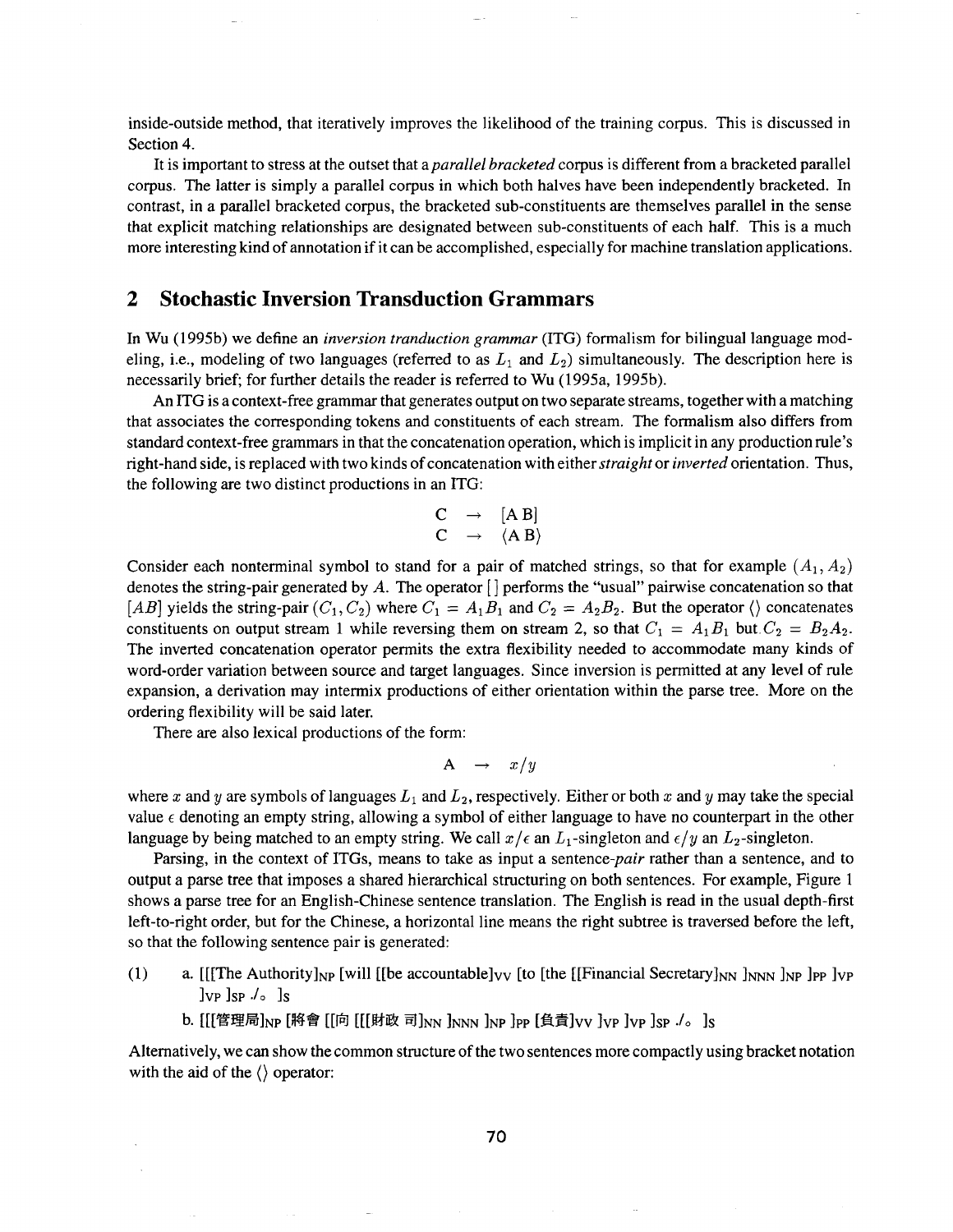inside-outside method, that iteratively improves the likelihood of the training corpus. This is discussed in Section 4.

It is important to stress at the outset that a *parallel bracketed* corpus is different from a bracketed parallel corpus. The latter is simply a parallel corpus in which both halves have been independently bracketed. In contrast, in a parallel bracketed corpus, the bracketed sub-constituents are themselves parallel in the sense that explicit matching relationships are designated between sub-constituents of each half. This is a much more interesting kind of annotation if it can be accomplished, especially for machine translation applications.

## 2 Stochastic Inversion Transduction Grammars

In Wu (1995b) we define an *inversion tranduction grammar* (ITG) formalism for bilingual language modeling, i.e., modeling of two languages (referred to as $L_1$ and $L_2$) simultaneously. The description here is necessarily brief; for further details the reader is referred to Wu (1995a, 1995b).

An ITG is a context-free grammar that generates output on two separate streams, together with a matching that associates the corresponding tokens and constituents of each stream. The formalism also differs from standard context-free grammars in that the concatenation operation, which is implicit in any production rule's right-hand side, is replaced with two kinds of concatenation with either *straight* or *inverted* orientation. Thus, the following are two distinct productions in an ITG:

$$\begin{array}{lcl} \mathrm{C} & \rightarrow & [\mathrm{A\,B}] \\ \mathrm{C} & \rightarrow & \langle \mathrm{A\,B} \rangle \end{array}$$

Consider each nonterminal symbol to stand for a pair of matched strings, so that for example $(A_1, A_2)$ denotes the string-pair generated by $A$. The operator [ ] performs the "usual" pairwise concatenation so that $[AB]$ yields the string-pair $(C_1, C_2)$ where $C_1 = A_1 B_1$ and $C_2 = A_2 B_2$. But the operator $\langle\rangle$ concatenates constituents on output stream 1 while reversing them on stream 2, so that $C_1 = A_1 B_1$ but $C_2 = B_2 A_2$. The inverted concatenation operator permits the extra flexibility needed to accommodate many kinds of word-order variation between source and target languages. Since inversion is permitted at any level of rule expansion, a derivation may intermix productions of either orientation within the parse tree. More on the ordering flexibility will be said later.

There are also lexical productions of the form:

$$\mathrm{A} \rightarrow x/y$$

where $x$ and $y$ are symbols of languages $L_1$ and $L_2$, respectively. Either or both $x$ and $y$ may take the special value $\epsilon$ denoting an empty string, allowing a symbol of either language to have no counterpart in the other language by being matched to an empty string. We call $x/\epsilon$ an $L_1$-singleton and $\epsilon/y$ an $L_2$-singleton.

Parsing, in the context of ITGs, means to take as input a sentence-*pair* rather than a sentence, and to output a parse tree that imposes a shared hierarchical structuring on both sentences. For example, Figure 1 shows a parse tree for an English-Chinese sentence translation. The English is read in the usual depth-first left-to-right order, but for the Chinese, a horizontal line means the right subtree is traversed before the left, so that the following sentence pair is generated:

(1) a. $[[[$The Authority$]_{\mathrm{NP}}$ [will [[be accountable$]_{\mathrm{VV}}$ [to [the [[Financial Secretary$]_{\mathrm{NN}}$ $]_{\mathrm{NNN}}$ $]_{\mathrm{NP}}$ $]_{\mathrm{PP}}$ $]_{\mathrm{VP}}$ $]_{\mathrm{VP}}$ $]_{\mathrm{SP}}$ ./。 $]_{\mathrm{S}}$

b. $[[[$管理局$]_{\mathrm{NP}}$ [將會 [[向 [[[財政 司$]_{\mathrm{NN}}$ $]_{\mathrm{NNN}}$ $]_{\mathrm{NP}}$ $]_{\mathrm{PP}}$ [負責$]_{\mathrm{VV}}$ $]_{\mathrm{VP}}$ $]_{\mathrm{VP}}$ $]_{\mathrm{SP}}$ ./。 $]_{\mathrm{S}}$

Alternatively, we can show the common structure of the two sentences more compactly using bracket notation with the aid of the $\langle\rangle$ operator: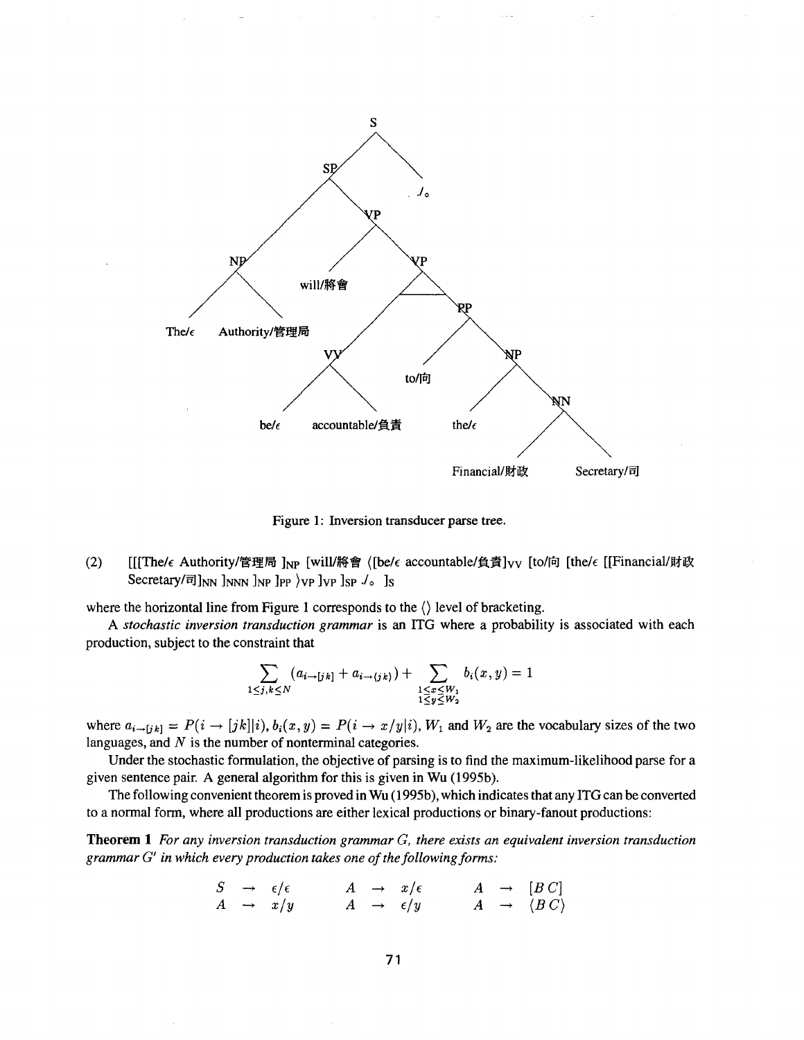Figure 1: Inversion transducer parse tree.

(2) [[[The/ϵ Authority/管理局 ]NP [will/將會 ⟨[be/ϵ accountable/負責]VV [to/向 [the/ϵ [[Financial/財政 Secretary/司]NN ]NNN ]NP ]PP ⟩VP ]VP ]SP ./。 ]S

where the horizontal line from Figure 1 corresponds to the ⟨⟩ level of bracketing.

A *stochastic inversion transduction grammar* is an ITG where a probability is associated with each production, subject to the constraint that

$$\sum_{1 \leq j,k \leq N} \left(a_{i \to [jk]} + a_{i \to \langle jk \rangle}\right) + \sum_{\substack{1 \leq x \leq W_1 \\ 1 \leq y \leq W_2}} b_i(x,y) = 1$$

where $a_{i \to [jk]} = P(i \to [jk] | i)$, $b_i(x,y) = P(i \to x/y | i)$, $W_1$ and $W_2$ are the vocabulary sizes of the two languages, and $N$ is the number of nonterminal categories.

Under the stochastic formulation, the objective of parsing is to find the maximum-likelihood parse for a given sentence pair. A general algorithm for this is given in Wu (1995b).

The following convenient theorem is proved in Wu (1995b), which indicates that any ITG can be converted to a normal form, where all productions are either lexical productions or binary-fanout productions:

**Theorem 1** *For any inversion transduction grammar G, there exists an equivalent inversion transduction grammar G′ in which every production takes one of the following forms:*

$$\begin{array}{llllll} S \to \epsilon/\epsilon & \quad & A \to x/\epsilon & \quad & A \to [B\,C] \\ A \to x/y & \quad & A \to \epsilon/y & \quad & A \to \langle B\,C \rangle \end{array}$$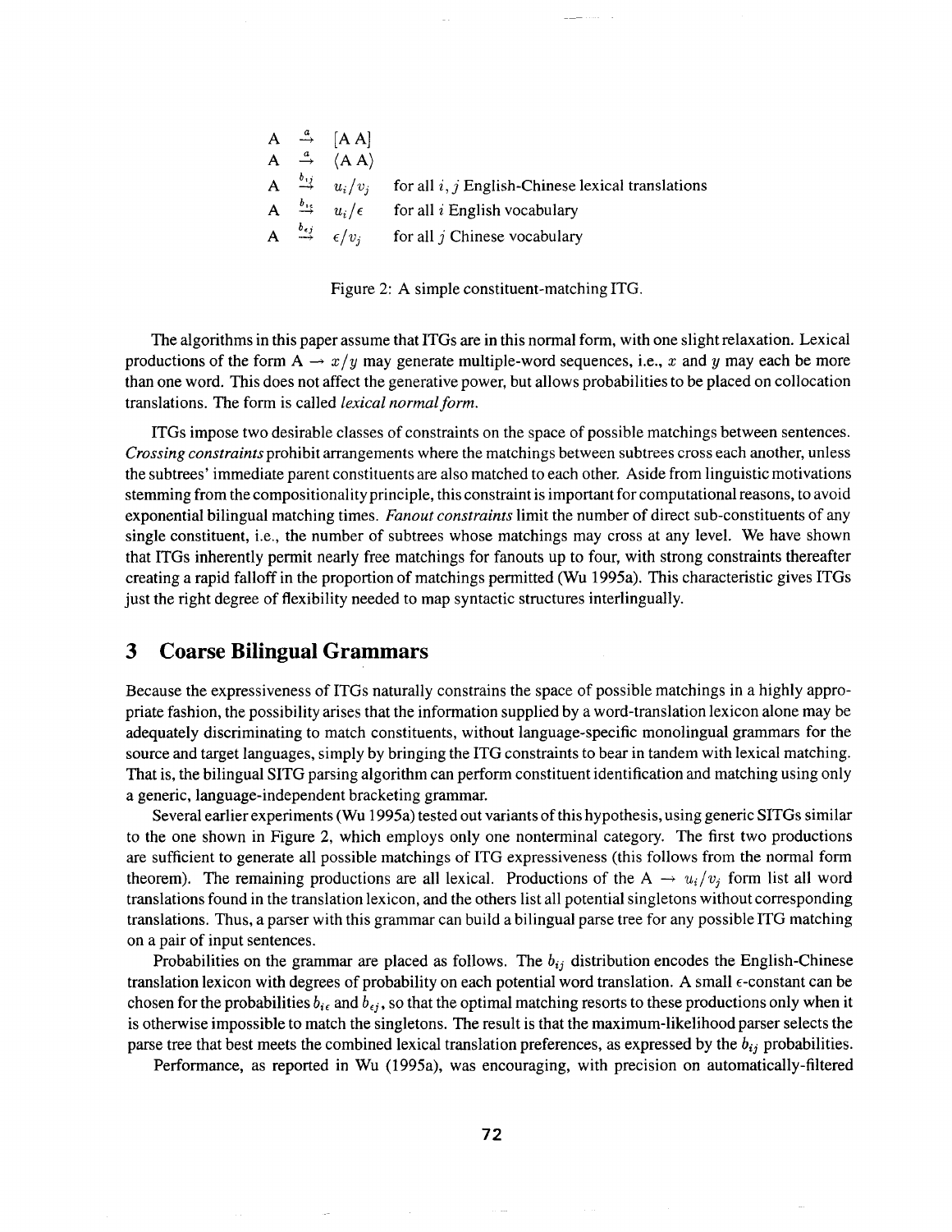$$
\begin{array}{llll}
A & \xrightarrow{a} & [A\ A] & \\
A & \xrightarrow{a} & \langle A\ A \rangle & \\
A & \xrightarrow{b_{ij}} & u_i/v_j & \text{for all } i, j \text{ English-Chinese lexical translations} \\
A & \xrightarrow{b_{i\epsilon}} & u_i/\epsilon & \text{for all } i \text{ English vocabulary} \\
A & \xrightarrow{b_{\epsilon j}} & \epsilon/v_j & \text{for all } j \text{ Chinese vocabulary}
\end{array}
$$

Figure 2: A simple constituent-matching ITG.

The algorithms in this paper assume that ITGs are in this normal form, with one slight relaxation. Lexical productions of the form $A \rightarrow x/y$ may generate multiple-word sequences, i.e., $x$ and $y$ may each be more than one word. This does not affect the generative power, but allows probabilities to be placed on collocation translations. The form is called *lexical normal form.*

ITGs impose two desirable classes of constraints on the space of possible matchings between sentences. *Crossing constraints* prohibit arrangements where the matchings between subtrees cross each another, unless the subtrees' immediate parent constituents are also matched to each other. Aside from linguistic motivations stemming from the compositionality principle, this constraint is important for computational reasons, to avoid exponential bilingual matching times. *Fanout constraints* limit the number of direct sub-constituents of any single constituent, i.e., the number of subtrees whose matchings may cross at any level. We have shown that ITGs inherently permit nearly free matchings for fanouts up to four, with strong constraints thereafter creating a rapid falloff in the proportion of matchings permitted (Wu 1995a). This characteristic gives ITGs just the right degree of flexibility needed to map syntactic structures interlingually.

## 3 Coarse Bilingual Grammars

Because the expressiveness of ITGs naturally constrains the space of possible matchings in a highly appropriate fashion, the possibility arises that the information supplied by a word-translation lexicon alone may be adequately discriminating to match constituents, without language-specific monolingual grammars for the source and target languages, simply by bringing the ITG constraints to bear in tandem with lexical matching. That is, the bilingual SITG parsing algorithm can perform constituent identification and matching using only a generic, language-independent bracketing grammar.

Several earlier experiments (Wu 1995a) tested out variants of this hypothesis, using generic SITGs similar to the one shown in Figure 2, which employs only one nonterminal category. The first two productions are sufficient to generate all possible matchings of ITG expressiveness (this follows from the normal form theorem). The remaining productions are all lexical. Productions of the $A \rightarrow u_i/v_j$ form list all word translations found in the translation lexicon, and the others list all potential singletons without corresponding translations. Thus, a parser with this grammar can build a bilingual parse tree for any possible ITG matching on a pair of input sentences.

Probabilities on the grammar are placed as follows. The $b_{ij}$ distribution encodes the English-Chinese translation lexicon with degrees of probability on each potential word translation. A small $\epsilon$-constant can be chosen for the probabilities $b_{i\epsilon}$ and $b_{\epsilon j}$, so that the optimal matching resorts to these productions only when it is otherwise impossible to match the singletons. The result is that the maximum-likelihood parser selects the parse tree that best meets the combined lexical translation preferences, as expressed by the $b_{ij}$ probabilities.

Performance, as reported in Wu (1995a), was encouraging, with precision on automatically-filtered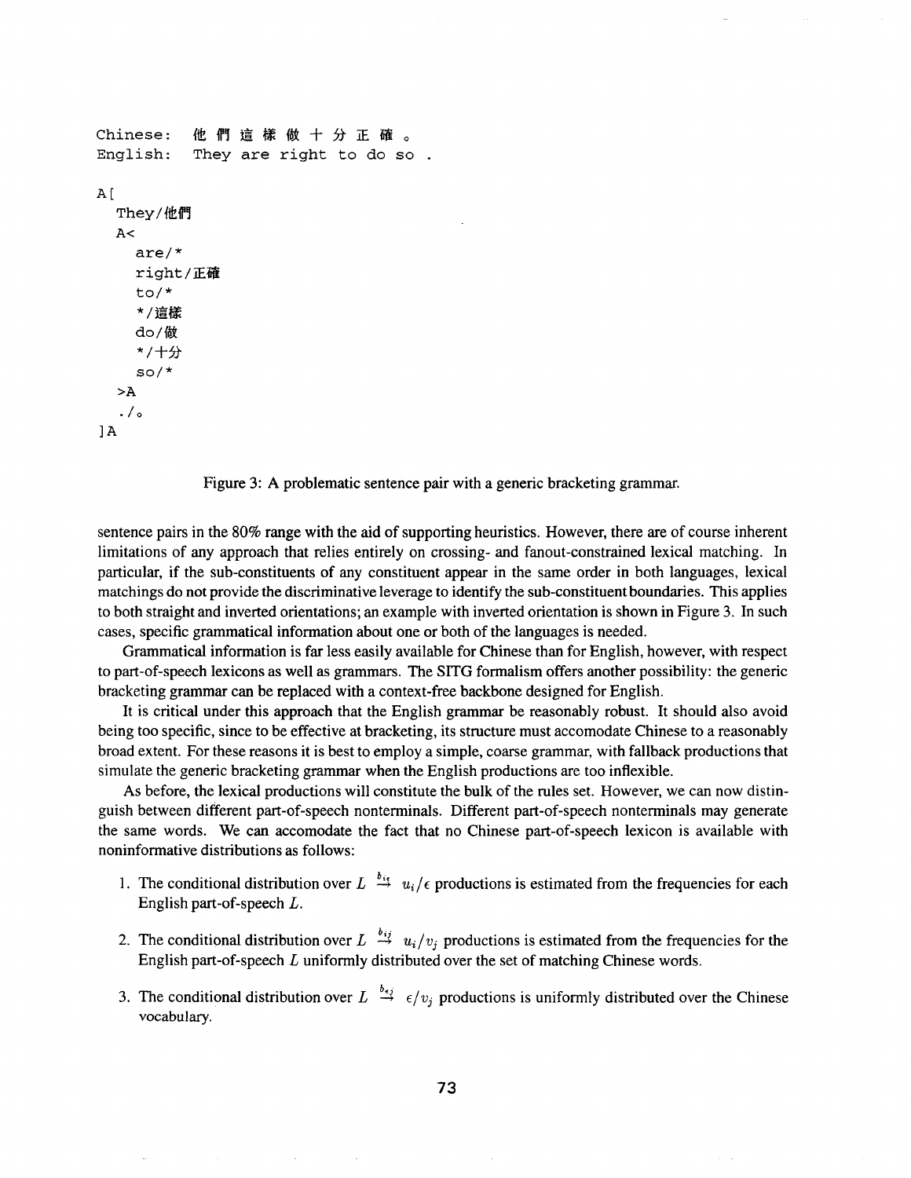```
Chinese:  他們這樣做十分正確。
English:  They are right to do so .

A[
  They/他們
  A<
    are/*
    right/正確
    to/*
    */這樣
    do/做
    */十分
    so/*
  >A
  ./。
]A
```

Figure 3: A problematic sentence pair with a generic bracketing grammar.

sentence pairs in the 80% range with the aid of supporting heuristics. However, there are of course inherent limitations of any approach that relies entirely on crossing- and fanout-constrained lexical matching. In particular, if the sub-constituents of any constituent appear in the same order in both languages, lexical matchings do not provide the discriminative leverage to identify the sub-constituent boundaries. This applies to both straight and inverted orientations; an example with inverted orientation is shown in Figure 3. In such cases, specific grammatical information about one or both of the languages is needed.

Grammatical information is far less easily available for Chinese than for English, however, with respect to part-of-speech lexicons as well as grammars. The SITG formalism offers another possibility: the generic bracketing grammar can be replaced with a context-free backbone designed for English.

It is critical under this approach that the English grammar be reasonably robust. It should also avoid being too specific, since to be effective at bracketing, its structure must accomodate Chinese to a reasonably broad extent. For these reasons it is best to employ a simple, coarse grammar, with fallback productions that simulate the generic bracketing grammar when the English productions are too inflexible.

As before, the lexical productions will constitute the bulk of the rules set. However, we can now distinguish between different part-of-speech nonterminals. Different part-of-speech nonterminals may generate the same words. We can accomodate the fact that no Chinese part-of-speech lexicon is available with noninformative distributions as follows:

1. The conditional distribution over $L \overset{b_{i\epsilon}}{\rightarrow} u_i/\epsilon$ productions is estimated from the frequencies for each English part-of-speech $L$.

2. The conditional distribution over $L \overset{b_{ij}}{\rightarrow} u_i/v_j$ productions is estimated from the frequencies for the English part-of-speech $L$ uniformly distributed over the set of matching Chinese words.

3. The conditional distribution over $L \overset{b_{\epsilon j}}{\rightarrow} \epsilon/v_j$ productions is uniformly distributed over the Chinese vocabulary.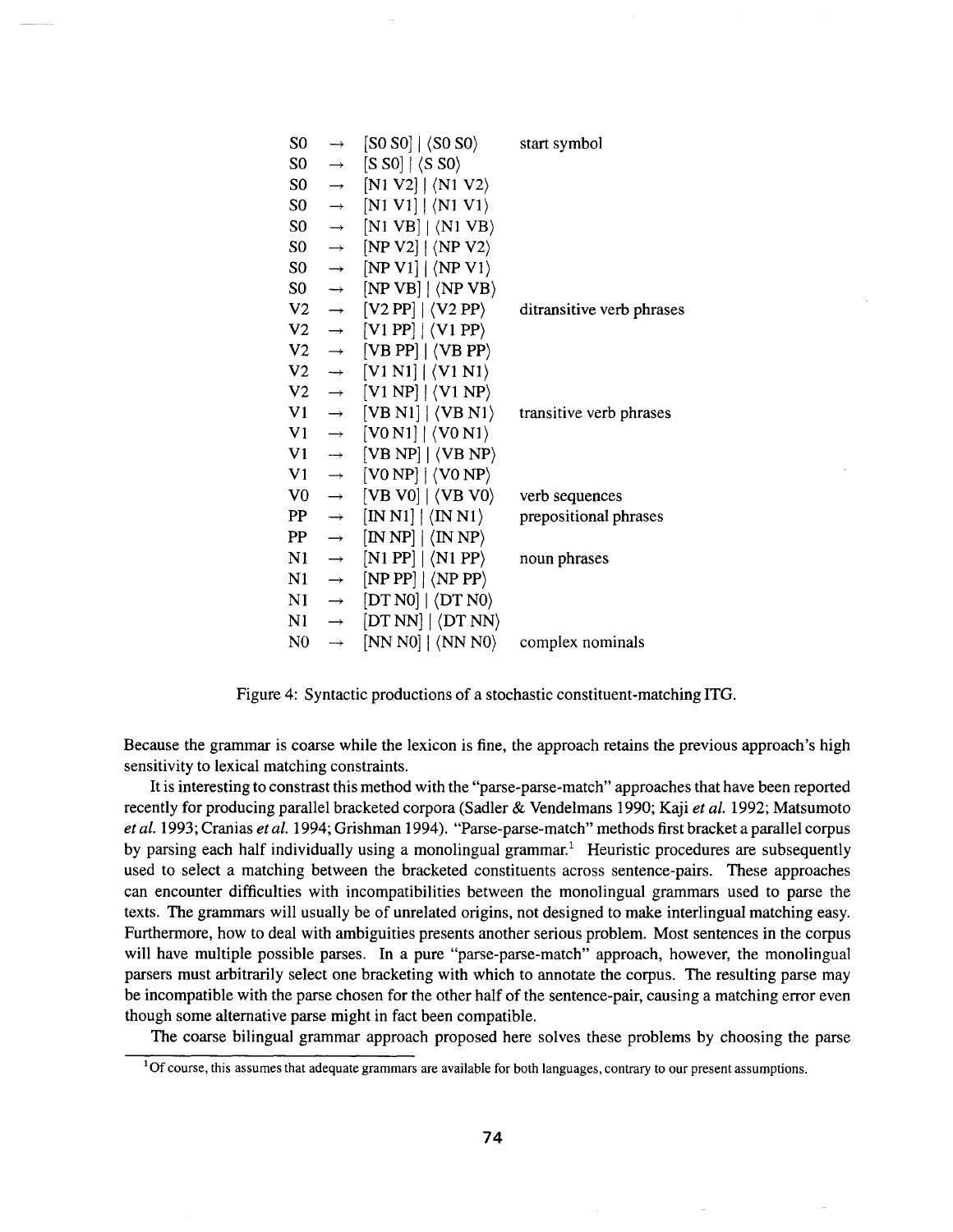| | | | |
|---|---|---|---|
| S0 | → | [S0 S0] \| ⟨S0 S0⟩ | start symbol |
| S0 | → | [S S0] \| ⟨S S0⟩ | |
| S0 | → | [N1 V2] \| ⟨N1 V2⟩ | |
| S0 | → | [N1 V1] \| ⟨N1 V1⟩ | |
| S0 | → | [N1 VB] \| ⟨N1 VB⟩ | |
| S0 | → | [NP V2] \| ⟨NP V2⟩ | |
| S0 | → | [NP V1] \| ⟨NP V1⟩ | |
| S0 | → | [NP VB] \| ⟨NP VB⟩ | |
| V2 | → | [V2 PP] \| ⟨V2 PP⟩ | ditransitive verb phrases |
| V2 | → | [V1 PP] \| ⟨V1 PP⟩ | |
| V2 | → | [VB PP] \| ⟨VB PP⟩ | |
| V2 | → | [V1 N1] \| ⟨V1 N1⟩ | |
| V2 | → | [V1 NP] \| ⟨V1 NP⟩ | |
| V1 | → | [VB N1] \| ⟨VB N1⟩ | transitive verb phrases |
| V1 | → | [V0 N1] \| ⟨V0 N1⟩ | |
| V1 | → | [VB NP] \| ⟨VB NP⟩ | |
| V1 | → | [V0 NP] \| ⟨V0 NP⟩ | |
| V0 | → | [VB V0] \| ⟨VB V0⟩ | verb sequences |
| PP | → | [IN N1] \| ⟨IN N1⟩ | prepositional phrases |
| PP | → | [IN NP] \| ⟨IN NP⟩ | |
| N1 | → | [N1 PP] \| ⟨N1 PP⟩ | noun phrases |
| N1 | → | [NP PP] \| ⟨NP PP⟩ | |
| N1 | → | [DT N0] \| ⟨DT N0⟩ | |
| N1 | → | [DT NN] \| ⟨DT NN⟩ | |
| N0 | → | [NN N0] \| ⟨NN N0⟩ | complex nominals |

Figure 4: Syntactic productions of a stochastic constituent-matching ITG.

Because the grammar is coarse while the lexicon is fine, the approach retains the previous approach's high sensitivity to lexical matching constraints.

It is interesting to constrast this method with the "parse-parse-match" approaches that have been reported recently for producing parallel bracketed corpora (Sadler & Vendelmans 1990; Kaji *et al.* 1992; Matsumoto *et al.* 1993; Cranias *et al.* 1994; Grishman 1994). "Parse-parse-match" methods first bracket a parallel corpus by parsing each half individually using a monolingual grammar.[1] Heuristic procedures are subsequently used to select a matching between the bracketed constituents across sentence-pairs. These approaches can encounter difficulties with incompatibilities between the monolingual grammars used to parse the texts. The grammars will usually be of unrelated origins, not designed to make interlingual matching easy. Furthermore, how to deal with ambiguities presents another serious problem. Most sentences in the corpus will have multiple possible parses. In a pure "parse-parse-match" approach, however, the monolingual parsers must arbitrarily select one bracketing with which to annotate the corpus. The resulting parse may be incompatible with the parse chosen for the other half of the sentence-pair, causing a matching error even though some alternative parse might in fact been compatible.

The coarse bilingual grammar approach proposed here solves these problems by choosing the parse

[1] Of course, this assumes that adequate grammars are available for both languages, contrary to our present assumptions.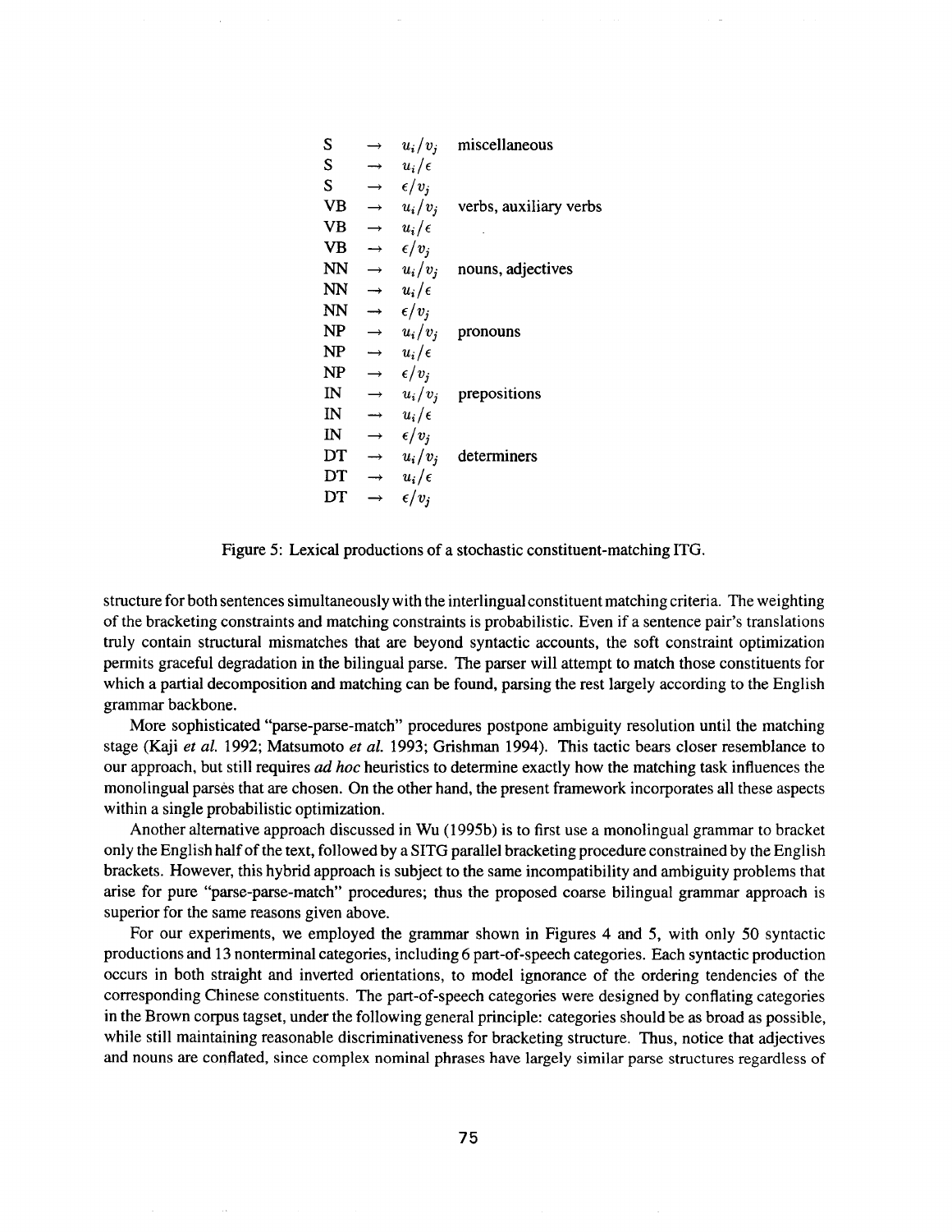| | | | |
|---|---|---|---|
| S | $\rightarrow$ | $u_i/v_j$ | miscellaneous |
| S | $\rightarrow$ | $u_i/\epsilon$ | |
| S | $\rightarrow$ | $\epsilon/v_j$ | |
| VB | $\rightarrow$ | $u_i/v_j$ | verbs, auxiliary verbs |
| VB | $\rightarrow$ | $u_i/\epsilon$ | |
| VB | $\rightarrow$ | $\epsilon/v_j$ | |
| NN | $\rightarrow$ | $u_i/v_j$ | nouns, adjectives |
| NN | $\rightarrow$ | $u_i/\epsilon$ | |
| NN | $\rightarrow$ | $\epsilon/v_j$ | |
| NP | $\rightarrow$ | $u_i/v_j$ | pronouns |
| NP | $\rightarrow$ | $u_i/\epsilon$ | |
| NP | $\rightarrow$ | $\epsilon/v_j$ | |
| IN | $\rightarrow$ | $u_i/v_j$ | prepositions |
| IN | $\rightarrow$ | $u_i/\epsilon$ | |
| IN | $\rightarrow$ | $\epsilon/v_j$ | |
| DT | $\rightarrow$ | $u_i/v_j$ | determiners |
| DT | $\rightarrow$ | $u_i/\epsilon$ | |
| DT | $\rightarrow$ | $\epsilon/v_j$ | |

Figure 5: Lexical productions of a stochastic constituent-matching ITG.

structure for both sentences simultaneously with the interlingual constituent matching criteria. The weighting of the bracketing constraints and matching constraints is probabilistic. Even if a sentence pair's translations truly contain structural mismatches that are beyond syntactic accounts, the soft constraint optimization permits graceful degradation in the bilingual parse. The parser will attempt to match those constituents for which a partial decomposition and matching can be found, parsing the rest largely according to the English grammar backbone.

More sophisticated "parse-parse-match" procedures postpone ambiguity resolution until the matching stage (Kaji *et al.* 1992; Matsumoto *et al.* 1993; Grishman 1994). This tactic bears closer resemblance to our approach, but still requires *ad hoc* heuristics to determine exactly how the matching task influences the monolingual parses that are chosen. On the other hand, the present framework incorporates all these aspects within a single probabilistic optimization.

Another alternative approach discussed in Wu (1995b) is to first use a monolingual grammar to bracket only the English half of the text, followed by a SITG parallel bracketing procedure constrained by the English brackets. However, this hybrid approach is subject to the same incompatibility and ambiguity problems that arise for pure "parse-parse-match" procedures; thus the proposed coarse bilingual grammar approach is superior for the same reasons given above.

For our experiments, we employed the grammar shown in Figures 4 and 5, with only 50 syntactic productions and 13 nonterminal categories, including 6 part-of-speech categories. Each syntactic production occurs in both straight and inverted orientations, to model ignorance of the ordering tendencies of the corresponding Chinese constituents. The part-of-speech categories were designed by conflating categories in the Brown corpus tagset, under the following general principle: categories should be as broad as possible, while still maintaining reasonable discriminativeness for bracketing structure. Thus, notice that adjectives and nouns are conflated, since complex nominal phrases have largely similar parse structures regardless of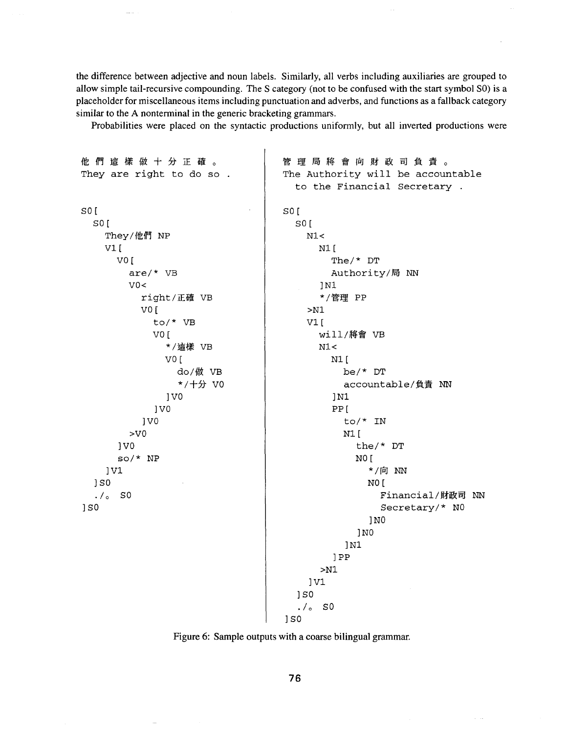the difference between adjective and noun labels. Similarly, all verbs including auxiliaries are grouped to allow simple tail-recursive compounding. The S category (not to be confused with the start symbol S0) is a placeholder for miscellaneous items including punctuation and adverbs, and functions as a fallback category similar to the A nonterminal in the generic bracketing grammars.

Probabilities were placed on the syntactic productions uniformly, but all inverted productions were

```
他 們 這 樣 做 十 分 正 確 。
They are right to do so .

S0 [
  S0 [
    They/他們 NP
    V1 [
      V0 [
        are/* VB
        V0<
          right/正確 VB
          V0 [
            to/* VB
            V0 [
              */這樣 VB
              V0 [
                do/做 VB
                */十分 V0
              ]V0
            ]V0
          ]V0
        >V0
      ]V0
      so/* NP
    ]V1
  ]S0
  ./。 S0
]S0
```

```
管 理 局 將 會 向 財 政 司 負 責 。
The Authority will be accountable
  to the Financial Secretary .

S0 [
  S0 [
    N1<
      N1 [
        The/* DT
        Authority/局 NN
      ]N1
      */管理 PP
    >N1
    V1 [
      will/將會 VB
      N1<
        N1 [
          be/* DT
          accountable/負責 NN
        ]N1
        PP [
          to/* IN
          N1 [
            the/* DT
            N0 [
              */向 NN
              N0 [
                Financial/財政司 NN
                Secretary/* N0
              ]N0
            ]N0
          ]N1
        ]PP
      >N1
    ]V1
  ]S0
  ./。 S0
]S0
```

Figure 6: Sample outputs with a coarse bilingual grammar.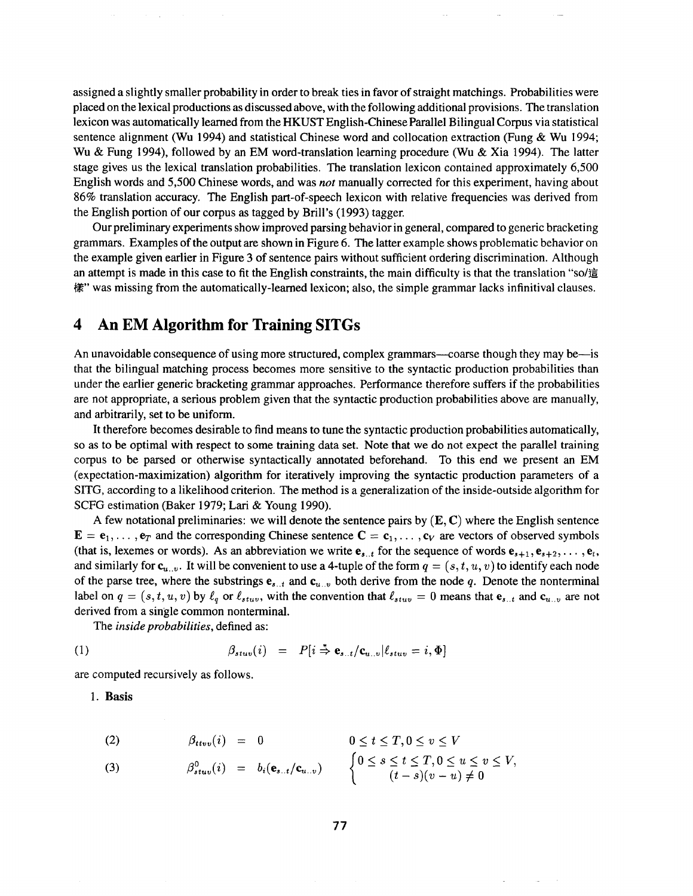assigned a slightly smaller probability in order to break ties in favor of straight matchings. Probabilities were placed on the lexical productions as discussed above, with the following additional provisions. The translation lexicon was automatically learned from the HKUST English-Chinese Parallel Bilingual Corpus via statistical sentence alignment (Wu 1994) and statistical Chinese word and collocation extraction (Fung & Wu 1994; Wu & Fung 1994), followed by an EM word-translation learning procedure (Wu & Xia 1994). The latter stage gives us the lexical translation probabilities. The translation lexicon contained approximately 6,500 English words and 5,500 Chinese words, and was *not* manually corrected for this experiment, having about 86% translation accuracy. The English part-of-speech lexicon with relative frequencies was derived from the English portion of our corpus as tagged by Brill's (1993) tagger.

Our preliminary experiments show improved parsing behavior in general, compared to generic bracketing grammars. Examples of the output are shown in Figure 6. The latter example shows problematic behavior on the example given earlier in Figure 3 of sentence pairs without sufficient ordering discrimination. Although an attempt is made in this case to fit the English constraints, the main difficulty is that the translation "so/這樣" was missing from the automatically-learned lexicon; also, the simple grammar lacks infinitival clauses.

# 4 An EM Algorithm for Training SITGs

An unavoidable consequence of using more structured, complex grammars—coarse though they may be—is that the bilingual matching process becomes more sensitive to the syntactic production probabilities than under the earlier generic bracketing grammar approaches. Performance therefore suffers if the probabilities are not appropriate, a serious problem given that the syntactic production probabilities above are manually, and arbitrarily, set to be uniform.

It therefore becomes desirable to find means to tune the syntactic production probabilities automatically, so as to be optimal with respect to some training data set. Note that we do not expect the parallel training corpus to be parsed or otherwise syntactically annotated beforehand. To this end we present an EM (expectation-maximization) algorithm for iteratively improving the syntactic production parameters of a SITG, according to a likelihood criterion. The method is a generalization of the inside-outside algorithm for SCFG estimation (Baker 1979; Lari & Young 1990).

A few notational preliminaries: we will denote the sentence pairs by $(\mathbf{E}, \mathbf{C})$ where the English sentence $\mathbf{E} = \mathbf{e}_1, \ldots, \mathbf{e}_T$ and the corresponding Chinese sentence $\mathbf{C} = \mathbf{c}_1, \ldots, \mathbf{c}_V$ are vectors of observed symbols (that is, lexemes or words). As an abbreviation we write $\mathbf{e}_{s..t}$ for the sequence of words $\mathbf{e}_{s+1}, \mathbf{e}_{s+2}, \ldots, \mathbf{e}_t$, and similarly for $\mathbf{c}_{u..v}$. It will be convenient to use a 4-tuple of the form $q = (s, t, u, v)$ to identify each node of the parse tree, where the substrings $\mathbf{e}_{s..t}$ and $\mathbf{c}_{u..v}$ both derive from the node $q$. Denote the nonterminal label on $q = (s, t, u, v)$ by $\ell_q$ or $\ell_{stuv}$, with the convention that $\ell_{stuv} = 0$ means that $\mathbf{e}_{s..t}$ and $\mathbf{c}_{u..v}$ are not derived from a single common nonterminal.

The *inside probabilities*, defined as:

$$(1) \qquad \beta_{stuv}(i) = P[i \overset{*}{\Rightarrow} \mathbf{e}_{s..t}/\mathbf{c}_{u..v} | \ell_{stuv} = i, \Phi]$$

are computed recursively as follows.

1. **Basis**

$$(2) \qquad \beta_{ttvv}(i) = 0 \qquad 0 \leq t \leq T, 0 \leq v \leq V$$

$$(3) \qquad \beta^0_{stuv}(i) = b_i(\mathbf{e}_{s..t}/\mathbf{c}_{u..v}) \qquad \begin{cases} 0 \leq s \leq t \leq T, 0 \leq u \leq v \leq V, \\ (t-s)(v-u) \neq 0 \end{cases}$$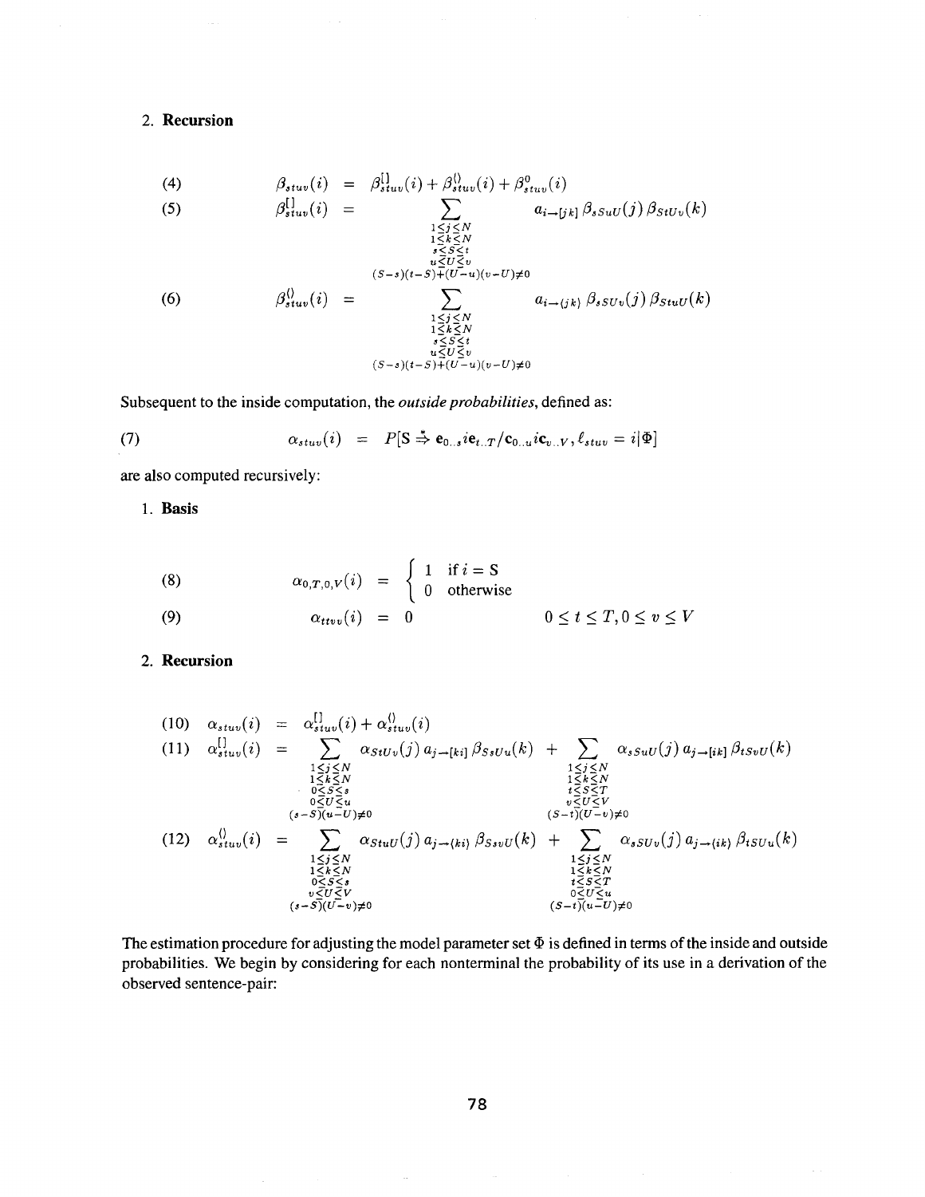2. **Recursion**

$$
\begin{aligned}
&(4) \qquad \beta_{stuv}(i) = \beta^{[]}_{stuv}(i) + \beta^{\langle\rangle}_{stuv}(i) + \beta^{0}_{stuv}(i) \\
&(5) \qquad \beta^{[]}_{stuv}(i) = \sum_{\substack{1\leq j\leq N \\ 1\leq k\leq N \\ s\leq S\leq t \\ u\leq U\leq v \\ (S-s)(t-S)+(U-u)(v-U)\neq 0}} a_{i\to[jk]}\, \beta_{sSuU}(j)\, \beta_{StUv}(k) \\
&(6) \qquad \beta^{\langle\rangle}_{stuv}(i) = \sum_{\substack{1\leq j\leq N \\ 1\leq k\leq N \\ s\leq S\leq t \\ u\leq U\leq v \\ (S-s)(t-S)+(U-u)(v-U)\neq 0}} a_{i\to\langle jk\rangle}\, \beta_{sSUv}(j)\, \beta_{StuU}(k)
\end{aligned}
$$

Subsequent to the inside computation, the *outside probabilities*, defined as:

$$
(7) \qquad \alpha_{stuv}(i) = P[\mathrm{S} \stackrel{*}{\Rightarrow} \mathbf{e}_{0..s}i\mathbf{e}_{t..T}/\mathbf{c}_{0..u}i\mathbf{c}_{v..V}, \ell_{stuv} = i|\Phi]
$$

are also computed recursively:

1. **Basis**

$$
\begin{aligned}
&(8) \qquad \alpha_{0,T,0,V}(i) = \begin{cases} 1 & \text{if } i = \mathrm{S} \\ 0 & \text{otherwise} \end{cases} \\
&(9) \qquad \alpha_{ttvv}(i) = 0 \qquad\qquad 0 \leq t \leq T, 0 \leq v \leq V
\end{aligned}
$$

2. **Recursion**

$$
\begin{aligned}
&(10) \quad \alpha_{stuv}(i) = \alpha^{[]}_{stuv}(i) + \alpha^{\langle\rangle}_{stuv}(i) \\
&(11) \quad \alpha^{[]}_{stuv}(i) = \sum_{\substack{1\leq j\leq N \\ 1\leq k\leq N \\ 0\leq S\leq s \\ 0\leq U\leq u \\ (s-S)(u-U)\neq 0}} \alpha_{StUv}(j)\, a_{j\to[ki]}\, \beta_{SsUu}(k) + \sum_{\substack{1\leq j\leq N \\ 1\leq k\leq N \\ t\leq S\leq T \\ v\leq U\leq V \\ (S-t)(U-v)\neq 0}} \alpha_{sSuU}(j)\, a_{j\to[ik]}\, \beta_{tSvU}(k) \\
&(12) \quad \alpha^{\langle\rangle}_{stuv}(i) = \sum_{\substack{1\leq j\leq N \\ 1\leq k\leq N \\ 0\leq S\leq s \\ v\leq U\leq V \\ (s-S)(U-v)\neq 0}} \alpha_{StuU}(j)\, a_{j\to\langle ki\rangle}\, \beta_{SsvU}(k) + \sum_{\substack{1\leq j\leq N \\ 1\leq k\leq N \\ t\leq S\leq T \\ 0\leq U\leq u \\ (S-t)(u-U)\neq 0}} \alpha_{sSUv}(j)\, a_{j\to\langle ik\rangle}\, \beta_{tSUu}(k)
\end{aligned}
$$

The estimation procedure for adjusting the model parameter set $\Phi$ is defined in terms of the inside and outside probabilities. We begin by considering for each nonterminal the probability of its use in a derivation of the observed sentence-pair: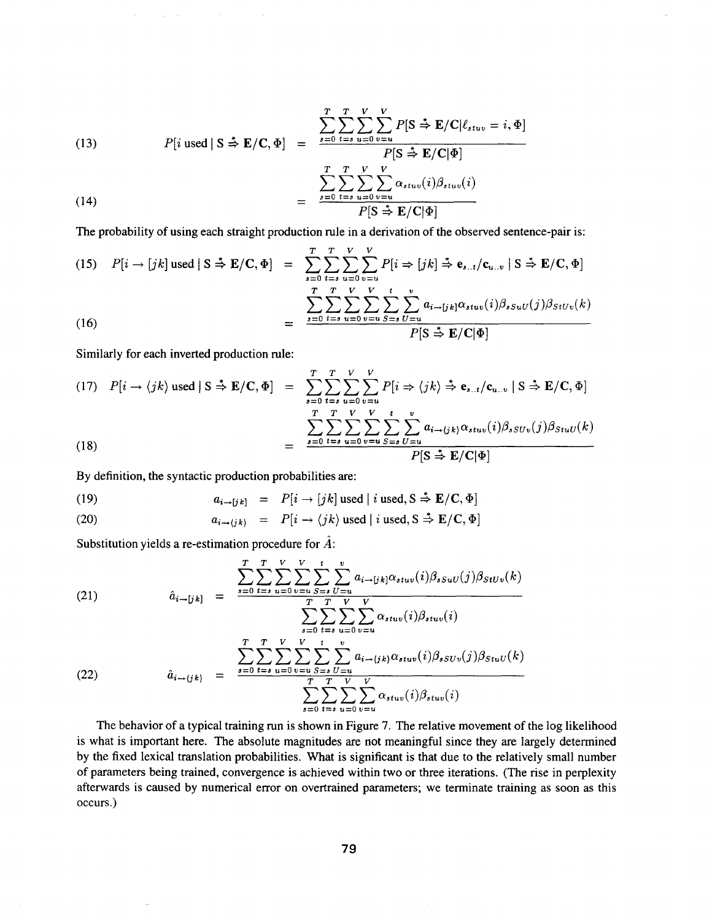$$P[i \text{ used} \mid S \stackrel{*}{\Rightarrow} \mathbf{E/C}, \Phi] = \frac{\sum_{s=0}^{T}\sum_{t=s}^{T}\sum_{u=0}^{V}\sum_{v=u}^{V} P[S \stackrel{*}{\Rightarrow} \mathbf{E/C} \mid \ell_{stuv} = i, \Phi]}{P[S \stackrel{*}{\Rightarrow} \mathbf{E/C} \mid \Phi]} \tag{13}$$

$$= \frac{\sum_{s=0}^{T}\sum_{t=s}^{T}\sum_{u=0}^{V}\sum_{v=u}^{V} \alpha_{stuv}(i)\beta_{stuv}(i)}{P[S \stackrel{*}{\Rightarrow} \mathbf{E/C} \mid \Phi]} \tag{14}$$

The probability of using each straight production rule in a derivation of the observed sentence-pair is:

$$P[i \rightarrow [jk] \text{ used} \mid S \stackrel{*}{\Rightarrow} \mathbf{E/C}, \Phi] = \sum_{s=0}^{T}\sum_{t=s}^{T}\sum_{u=0}^{V}\sum_{v=u}^{V} P[i \Rightarrow [jk] \stackrel{*}{\Rightarrow} \mathbf{e}_{s..t}/\mathbf{c}_{u..v} \mid S \stackrel{*}{\Rightarrow} \mathbf{E/C}, \Phi] \tag{15}$$

$$= \frac{\sum_{s=0}^{T}\sum_{t=s}^{T}\sum_{u=0}^{V}\sum_{v=u}^{V}\sum_{S=s}^{t}\sum_{U=u}^{v} a_{i\rightarrow[jk]}\alpha_{stuv}(i)\beta_{sSuU}(j)\beta_{StUv}(k)}{P[S \stackrel{*}{\Rightarrow} \mathbf{E/C} \mid \Phi]} \tag{16}$$

Similarly for each inverted production rule:

$$P[i \rightarrow \langle jk\rangle \text{ used} \mid S \stackrel{*}{\Rightarrow} \mathbf{E/C}, \Phi] = \sum_{s=0}^{T}\sum_{t=s}^{T}\sum_{u=0}^{V}\sum_{v=u}^{V} P[i \Rightarrow \langle jk\rangle \stackrel{*}{\Rightarrow} \mathbf{e}_{s..t}/\mathbf{c}_{u..v} \mid S \stackrel{*}{\Rightarrow} \mathbf{E/C}, \Phi] \tag{17}$$

$$= \frac{\sum_{s=0}^{T}\sum_{t=s}^{T}\sum_{u=0}^{V}\sum_{v=u}^{V}\sum_{S=s}^{t}\sum_{U=u}^{v} a_{i\rightarrow\langle jk\rangle}\alpha_{stuv}(i)\beta_{sSUv}(j)\beta_{StuU}(k)}{P[S \stackrel{*}{\Rightarrow} \mathbf{E/C} \mid \Phi]} \tag{18}$$

By definition, the syntactic production probabilities are:

$$a_{i\rightarrow[jk]} = P[i \rightarrow [jk] \text{ used} \mid i \text{ used}, S \stackrel{*}{\Rightarrow} \mathbf{E/C}, \Phi] \tag{19}$$

$$a_{i\rightarrow\langle jk\rangle} = P[i \rightarrow \langle jk\rangle \text{ used} \mid i \text{ used}, S \stackrel{*}{\Rightarrow} \mathbf{E/C}, \Phi] \tag{20}$$

Substitution yields a re-estimation procedure for $\hat{A}$:

$$\hat{a}_{i\rightarrow[jk]} = \frac{\sum_{s=0}^{T}\sum_{t=s}^{T}\sum_{u=0}^{V}\sum_{v=u}^{V}\sum_{S=s}^{t}\sum_{U=u}^{v} a_{i\rightarrow[jk]}\alpha_{stuv}(i)\beta_{sSuU}(j)\beta_{StUv}(k)}{\sum_{s=0}^{T}\sum_{t=s}^{T}\sum_{u=0}^{V}\sum_{v=u}^{V} \alpha_{stuv}(i)\beta_{stuv}(i)} \tag{21}$$

$$\hat{a}_{i\rightarrow\langle jk\rangle} = \frac{\sum_{s=0}^{T}\sum_{t=s}^{T}\sum_{u=0}^{V}\sum_{v=u}^{V}\sum_{S=s}^{t}\sum_{U=u}^{v} a_{i\rightarrow\langle jk\rangle}\alpha_{stuv}(i)\beta_{sSUv}(j)\beta_{StuU}(k)}{\sum_{s=0}^{T}\sum_{t=s}^{T}\sum_{u=0}^{V}\sum_{v=u}^{V} \alpha_{stuv}(i)\beta_{stuv}(i)} \tag{22}$$

The behavior of a typical training run is shown in Figure 7. The relative movement of the log likelihood is what is important here. The absolute magnitudes are not meaningful since they are largely determined by the fixed lexical translation probabilities. What is significant is that due to the relatively small number of parameters being trained, convergence is achieved within two or three iterations. (The rise in perplexity afterwards is caused by numerical error on overtrained parameters; we terminate training as soon as this occurs.)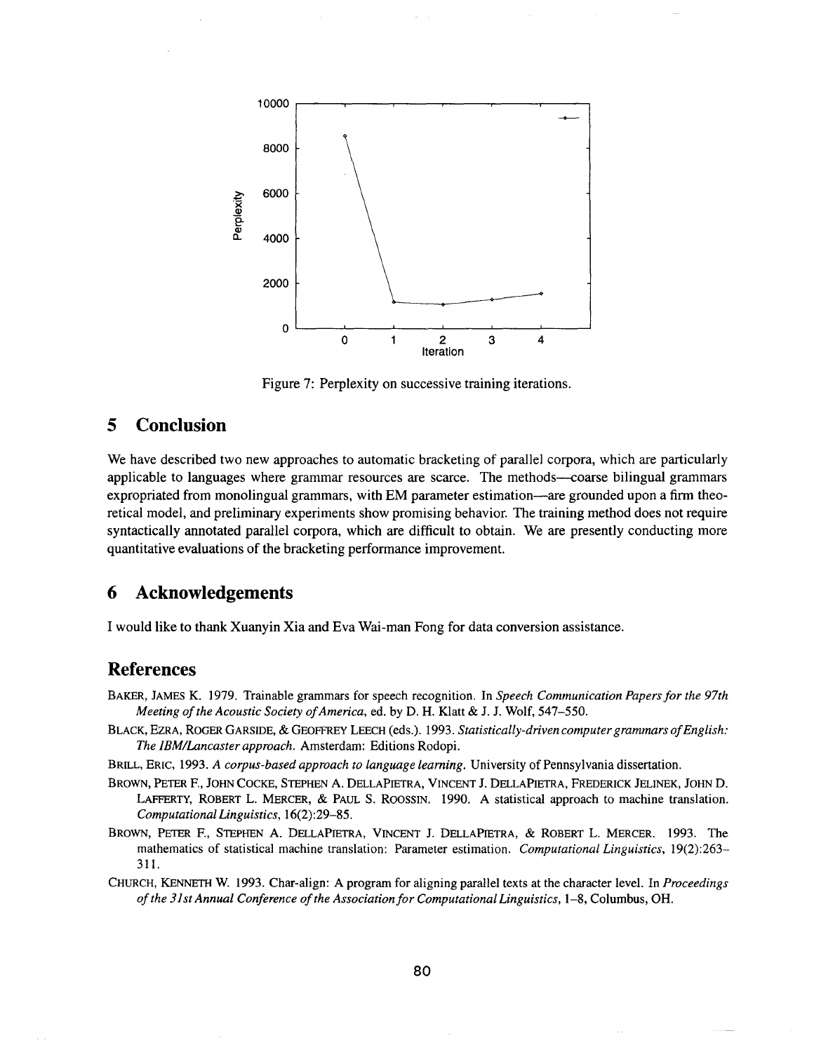Figure 7: Perplexity on successive training iterations.

## 5 Conclusion

We have described two new approaches to automatic bracketing of parallel corpora, which are particularly applicable to languages where grammar resources are scarce. The methods—coarse bilingual grammars expropriated from monolingual grammars, with EM parameter estimation—are grounded upon a firm theoretical model, and preliminary experiments show promising behavior. The training method does not require syntactically annotated parallel corpora, which are difficult to obtain. We are presently conducting more quantitative evaluations of the bracketing performance improvement.

## 6 Acknowledgements

I would like to thank Xuanyin Xia and Eva Wai-man Fong for data conversion assistance.

## References

BAKER, JAMES K. 1979. Trainable grammars for speech recognition. In *Speech Communication Papers for the 97th Meeting of the Acoustic Society of America*, ed. by D. H. Klatt & J. J. Wolf, 547–550.

BLACK, EZRA, ROGER GARSIDE, & GEOFFREY LEECH (eds.). 1993. *Statistically-driven computer grammars of English: The IBM/Lancaster approach.* Amsterdam: Editions Rodopi.

BRILL, ERIC, 1993. *A corpus-based approach to language learning.* University of Pennsylvania dissertation.

BROWN, PETER F., JOHN COCKE, STEPHEN A. DELLAPIETRA, VINCENT J. DELLAPIETRA, FREDERICK JELINEK, JOHN D. LAFFERTY, ROBERT L. MERCER, & PAUL S. ROOSSIN. 1990. A statistical approach to machine translation. *Computational Linguistics*, 16(2):29–85.

BROWN, PETER F., STEPHEN A. DELLAPIETRA, VINCENT J. DELLAPIETRA, & ROBERT L. MERCER. 1993. The mathematics of statistical machine translation: Parameter estimation. *Computational Linguistics*, 19(2):263–311.

CHURCH, KENNETH W. 1993. Char-align: A program for aligning parallel texts at the character level. In *Proceedings of the 31st Annual Conference of the Association for Computational Linguistics*, 1–8, Columbus, OH.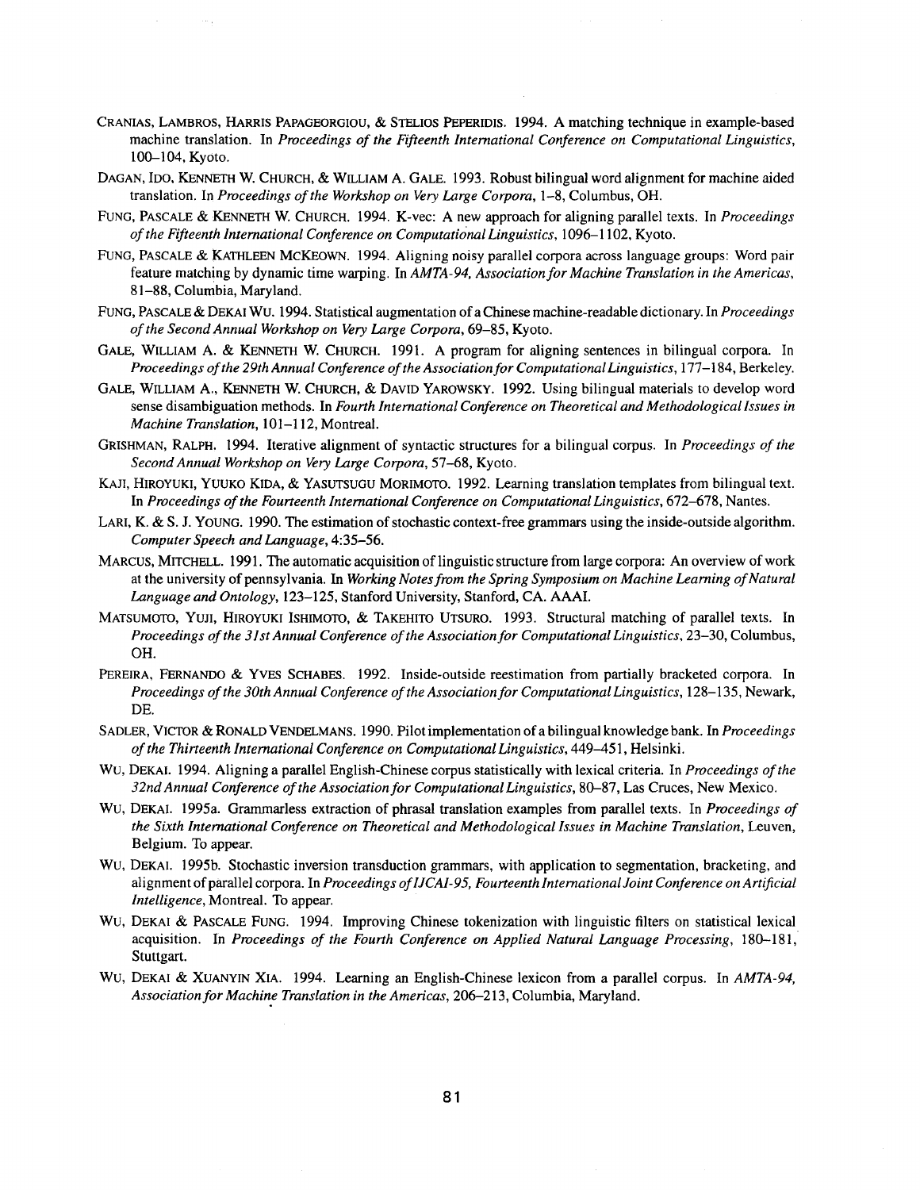CRANIAS, LAMBROS, HARRIS PAPAGEORGIOU, & STELIOS PEPERIDIS. 1994. A matching technique in example-based machine translation. In *Proceedings of the Fifteenth International Conference on Computational Linguistics*, 100–104, Kyoto.

DAGAN, IDO, KENNETH W. CHURCH, & WILLIAM A. GALE. 1993. Robust bilingual word alignment for machine aided translation. In *Proceedings of the Workshop on Very Large Corpora*, 1–8, Columbus, OH.

FUNG, PASCALE & KENNETH W. CHURCH. 1994. K-vec: A new approach for aligning parallel texts. In *Proceedings of the Fifteenth International Conference on Computational Linguistics*, 1096–1102, Kyoto.

FUNG, PASCALE & KATHLEEN MCKEOWN. 1994. Aligning noisy parallel corpora across language groups: Word pair feature matching by dynamic time warping. In *AMTA-94, Association for Machine Translation in the Americas*, 81–88, Columbia, Maryland.

FUNG, PASCALE & DEKAI WU. 1994. Statistical augmentation of a Chinese machine-readable dictionary. In *Proceedings of the Second Annual Workshop on Very Large Corpora*, 69–85, Kyoto.

GALE, WILLIAM A. & KENNETH W. CHURCH. 1991. A program for aligning sentences in bilingual corpora. In *Proceedings of the 29th Annual Conference of the Association for Computational Linguistics*, 177–184, Berkeley.

GALE, WILLIAM A., KENNETH W. CHURCH, & DAVID YAROWSKY. 1992. Using bilingual materials to develop word sense disambiguation methods. In *Fourth International Conference on Theoretical and Methodological Issues in Machine Translation*, 101–112, Montreal.

GRISHMAN, RALPH. 1994. Iterative alignment of syntactic structures for a bilingual corpus. In *Proceedings of the Second Annual Workshop on Very Large Corpora*, 57–68, Kyoto.

KAJI, HIROYUKI, YUUKO KIDA, & YASUTSUGU MORIMOTO. 1992. Learning translation templates from bilingual text. In *Proceedings of the Fourteenth International Conference on Computational Linguistics*, 672–678, Nantes.

LARI, K. & S. J. YOUNG. 1990. The estimation of stochastic context-free grammars using the inside-outside algorithm. *Computer Speech and Language*, 4:35–56.

MARCUS, MITCHELL. 1991. The automatic acquisition of linguistic structure from large corpora: An overview of work at the university of pennsylvania. In *Working Notes from the Spring Symposium on Machine Learning of Natural Language and Ontology*, 123–125, Stanford University, Stanford, CA. AAAI.

MATSUMOTO, YUJI, HIROYUKI ISHIMOTO, & TAKEHITO UTSURO. 1993. Structural matching of parallel texts. In *Proceedings of the 31st Annual Conference of the Association for Computational Linguistics*, 23–30, Columbus, OH.

PEREIRA, FERNANDO & YVES SCHABES. 1992. Inside-outside reestimation from partially bracketed corpora. In *Proceedings of the 30th Annual Conference of the Association for Computational Linguistics*, 128–135, Newark, DE.

SADLER, VICTOR & RONALD VENDELMANS. 1990. Pilot implementation of a bilingual knowledge bank. In *Proceedings of the Thirteenth International Conference on Computational Linguistics*, 449–451, Helsinki.

WU, DEKAI. 1994. Aligning a parallel English-Chinese corpus statistically with lexical criteria. In *Proceedings of the 32nd Annual Conference of the Association for Computational Linguistics*, 80–87, Las Cruces, New Mexico.

WU, DEKAI. 1995a. Grammarless extraction of phrasal translation examples from parallel texts. In *Proceedings of the Sixth International Conference on Theoretical and Methodological Issues in Machine Translation*, Leuven, Belgium. To appear.

WU, DEKAI. 1995b. Stochastic inversion transduction grammars, with application to segmentation, bracketing, and alignment of parallel corpora. In *Proceedings of IJCAI-95, Fourteenth International Joint Conference on Artificial Intelligence*, Montreal. To appear.

WU, DEKAI & PASCALE FUNG. 1994. Improving Chinese tokenization with linguistic filters on statistical lexical acquisition. In *Proceedings of the Fourth Conference on Applied Natural Language Processing*, 180–181, Stuttgart.

WU, DEKAI & XUANYIN XIA. 1994. Learning an English-Chinese lexicon from a parallel corpus. In *AMTA-94, Association for Machine Translation in the Americas*, 206–213, Columbia, Maryland.